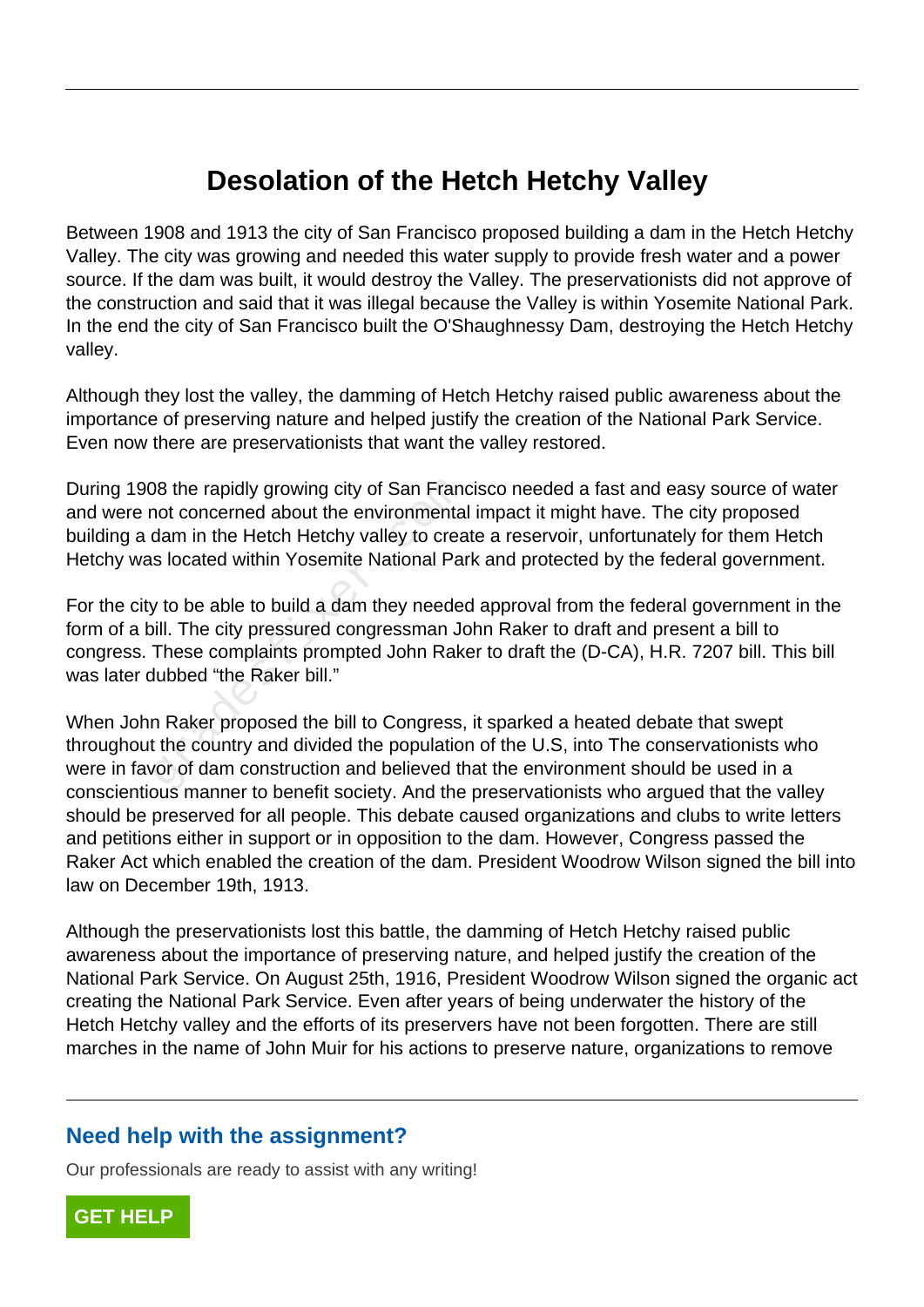# Desolation of the Hetch Hetchy Valley

Between 1908 and 1913 the city of San Francisco proposed building a dam in the Hetch Hetchy Valley. The city was growing and needed this water supply to provide fresh water and a power source. If the dam was built, it would destroy the Valley. The preservationists did not approve of the construction and said that it was illegal because the Valley is within Yosemite National Park. In the end the city of San Francisco built the O'Shaughnessy Dam, destroying the Hetch Hetchy valley.

Although they lost the valley, the damming of Hetch Hetchy raised public awareness about the importance of preserving nature and helped justify the creation of the National Park Service. Even now there are preservationists that want the valley restored.

During 1908 the rapidly growing city of San Francisco needed a fast and easy source of water and were not concerned about the environmental impact it might have. The city proposed building a dam in the Hetch Hetchy valley to create a reservoir, unfortunately for them Hetch Hetchy was located within Yosemite National Park and protected by the federal government.

For the city to be able to build a dam they needed approval from the federal government in the form of a bill. The city pressured congressman John Raker to draft and present a bill to congress. These complaints prompted John Raker to draft the (D-CA), H.R. 7207 bill. This bill was later dubbed "the Raker bill."

When John Raker proposed the bill to Congress, it sparked a heated debate that swept throughout the country and divided the population of the U.S, into The conservationists who were in favor of dam construction and believed that the environment should be used in a conscientious manner to benefit society. And the preservationists who argued that the valley should be preserved for all people. This debate caused organizations and clubs to write letters and petitions either in support or in opposition to the dam. However, Congress passed the Raker Act which enabled the creation of the dam. President Woodrow Wilson signed the bill into law on December 19th, 1913.

Although the preservationists lost this battle, the damming of Hetch Hetchy raised public awareness about the importance of preserving nature, and helped justify the creation of the National Park Service. On August 25th, 1916, President Woodrow Wilson signed the organic act creating the National Park Service. Even after years of being underwater the history of the Hetch Hetchy valley and the efforts of its preservers have not been forgotten. There are still marches in the name of John Muir for his actions to preserve nature, organizations to remove

## Need help with the assignment?

Our professionals are ready to assist with any writing!

GET HELP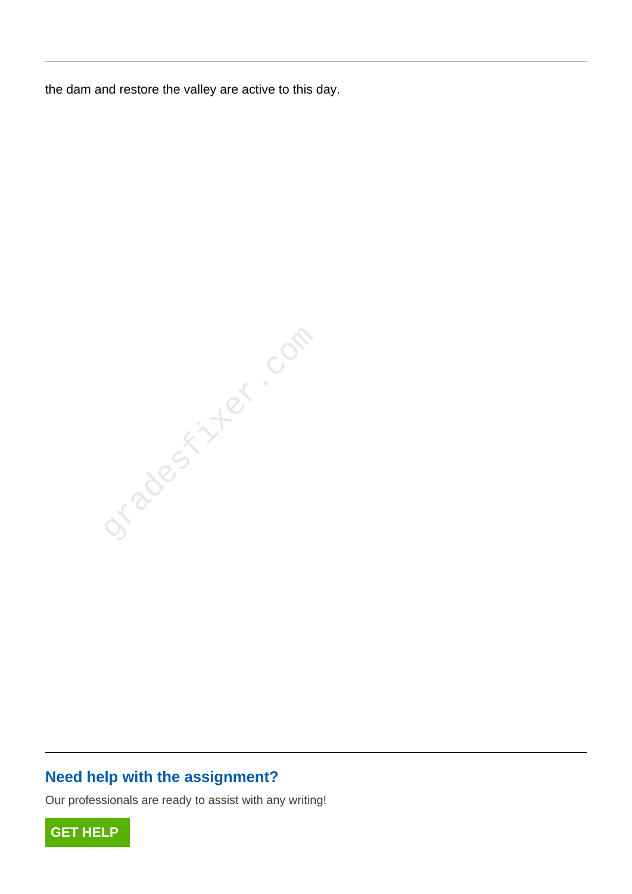the dam and restore the valley are active to this day.

## Need help with the assignment?

Our professionals are ready to assist with any writing!

GET HELP